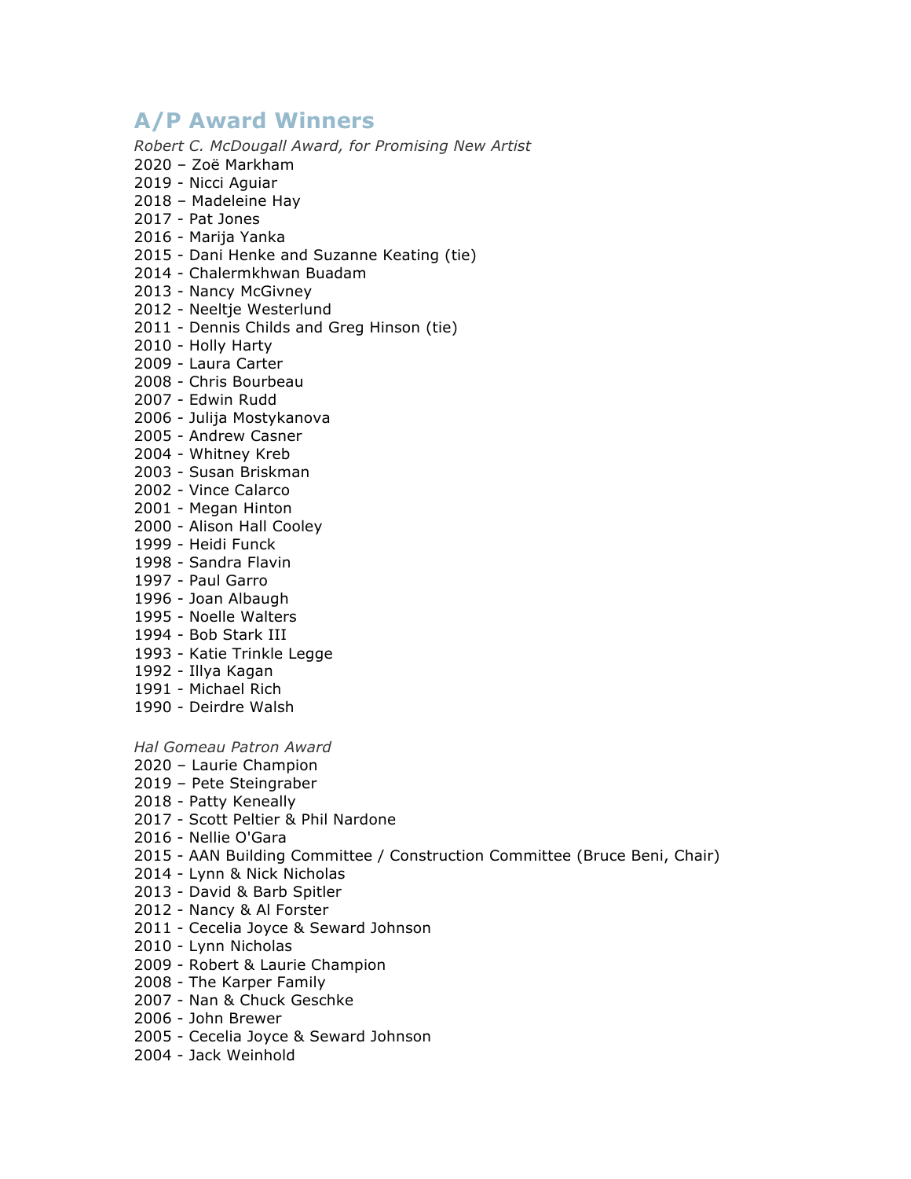# A/P Award Winners

*Robert C. McDougall Award, for Promising New Artist*

2020 – Zoë Markham
2019 - Nicci Aguiar
2018 – Madeleine Hay
2017 - Pat Jones
2016 - Marija Yanka
2015 - Dani Henke and Suzanne Keating (tie)
2014 - Chalermkhwan Buadam
2013 - Nancy McGivney
2012 - Neeltje Westerlund
2011 - Dennis Childs and Greg Hinson (tie)
2010 - Holly Harty
2009 - Laura Carter
2008 - Chris Bourbeau
2007 - Edwin Rudd
2006 - Julija Mostykanova
2005 - Andrew Casner
2004 - Whitney Kreb
2003 - Susan Briskman
2002 - Vince Calarco
2001 - Megan Hinton
2000 - Alison Hall Cooley
1999 - Heidi Funck
1998 - Sandra Flavin
1997 - Paul Garro
1996 - Joan Albaugh
1995 - Noelle Walters
1994 - Bob Stark III
1993 - Katie Trinkle Legge
1992 - Illya Kagan
1991 - Michael Rich
1990 - Deirdre Walsh

*Hal Gomeau Patron Award*

2020 – Laurie Champion
2019 – Pete Steingraber
2018 - Patty Keneally
2017 - Scott Peltier & Phil Nardone
2016 - Nellie O'Gara
2015 - AAN Building Committee / Construction Committee (Bruce Beni, Chair)
2014 - Lynn & Nick Nicholas
2013 - David & Barb Spitler
2012 - Nancy & Al Forster
2011 - Cecelia Joyce & Seward Johnson
2010 - Lynn Nicholas
2009 - Robert & Laurie Champion
2008 - The Karper Family
2007 - Nan & Chuck Geschke
2006 - John Brewer
2005 - Cecelia Joyce & Seward Johnson
2004 - Jack Weinhold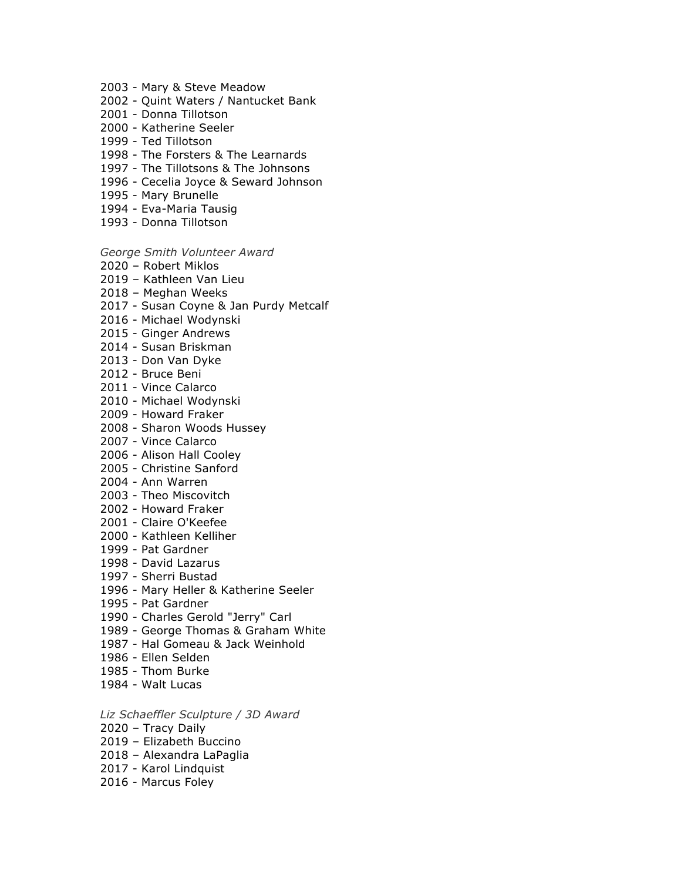2003 - Mary & Steve Meadow
2002 - Quint Waters / Nantucket Bank
2001 - Donna Tillotson
2000 - Katherine Seeler
1999 - Ted Tillotson
1998 - The Forsters & The Learnards
1997 - The Tillotsons & The Johnsons
1996 - Cecelia Joyce & Seward Johnson
1995 - Mary Brunelle
1994 - Eva-Maria Tausig
1993 - Donna Tillotson

*George Smith Volunteer Award*
2020 – Robert Miklos
2019 – Kathleen Van Lieu
2018 – Meghan Weeks
2017 - Susan Coyne & Jan Purdy Metcalf
2016 - Michael Wodynski
2015 - Ginger Andrews
2014 - Susan Briskman
2013 - Don Van Dyke
2012 - Bruce Beni
2011 - Vince Calarco
2010 - Michael Wodynski
2009 - Howard Fraker
2008 - Sharon Woods Hussey
2007 - Vince Calarco
2006 - Alison Hall Cooley
2005 - Christine Sanford
2004 - Ann Warren
2003 - Theo Miscovitch
2002 - Howard Fraker
2001 - Claire O'Keefee
2000 - Kathleen Kelliher
1999 - Pat Gardner
1998 - David Lazarus
1997 - Sherri Bustad
1996 - Mary Heller & Katherine Seeler
1995 - Pat Gardner
1990 - Charles Gerold "Jerry" Carl
1989 - George Thomas & Graham White
1987 - Hal Gomeau & Jack Weinhold
1986 - Ellen Selden
1985 - Thom Burke
1984 - Walt Lucas

*Liz Schaeffler Sculpture / 3D Award*
2020 – Tracy Daily
2019 – Elizabeth Buccino
2018 – Alexandra LaPaglia
2017 - Karol Lindquist
2016 - Marcus Foley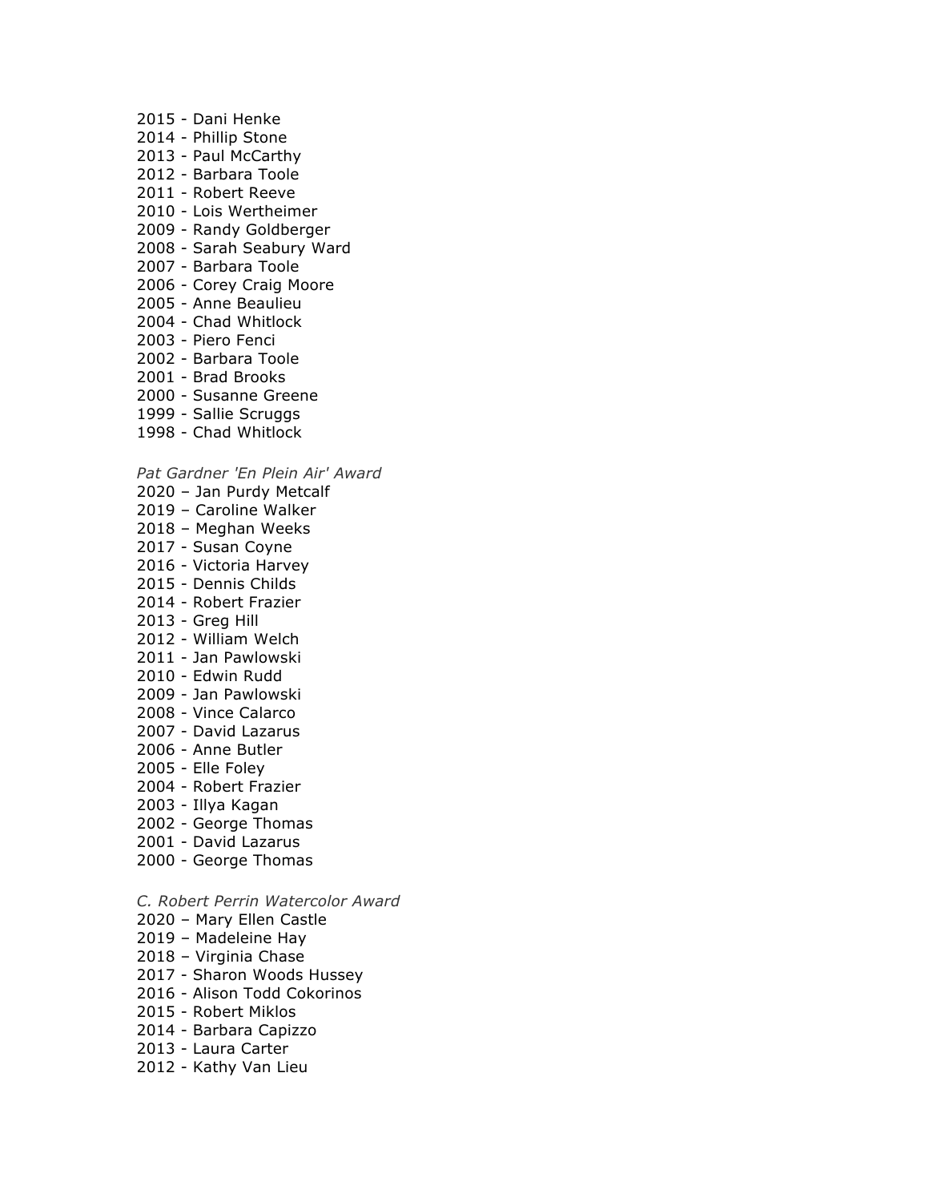2015 - Dani Henke
2014 - Phillip Stone
2013 - Paul McCarthy
2012 - Barbara Toole
2011 - Robert Reeve
2010 - Lois Wertheimer
2009 - Randy Goldberger
2008 - Sarah Seabury Ward
2007 - Barbara Toole
2006 - Corey Craig Moore
2005 - Anne Beaulieu
2004 - Chad Whitlock
2003 - Piero Fenci
2002 - Barbara Toole
2001 - Brad Brooks
2000 - Susanne Greene
1999 - Sallie Scruggs
1998 - Chad Whitlock

*Pat Gardner 'En Plein Air' Award*

2020 – Jan Purdy Metcalf
2019 – Caroline Walker
2018 – Meghan Weeks
2017 - Susan Coyne
2016 - Victoria Harvey
2015 - Dennis Childs
2014 - Robert Frazier
2013 - Greg Hill
2012 - William Welch
2011 - Jan Pawlowski
2010 - Edwin Rudd
2009 - Jan Pawlowski
2008 - Vince Calarco
2007 - David Lazarus
2006 - Anne Butler
2005 - Elle Foley
2004 - Robert Frazier
2003 - Illya Kagan
2002 - George Thomas
2001 - David Lazarus
2000 - George Thomas

*C. Robert Perrin Watercolor Award*

2020 – Mary Ellen Castle
2019 – Madeleine Hay
2018 – Virginia Chase
2017 - Sharon Woods Hussey
2016 - Alison Todd Cokorinos
2015 - Robert Miklos
2014 - Barbara Capizzo
2013 - Laura Carter
2012 - Kathy Van Lieu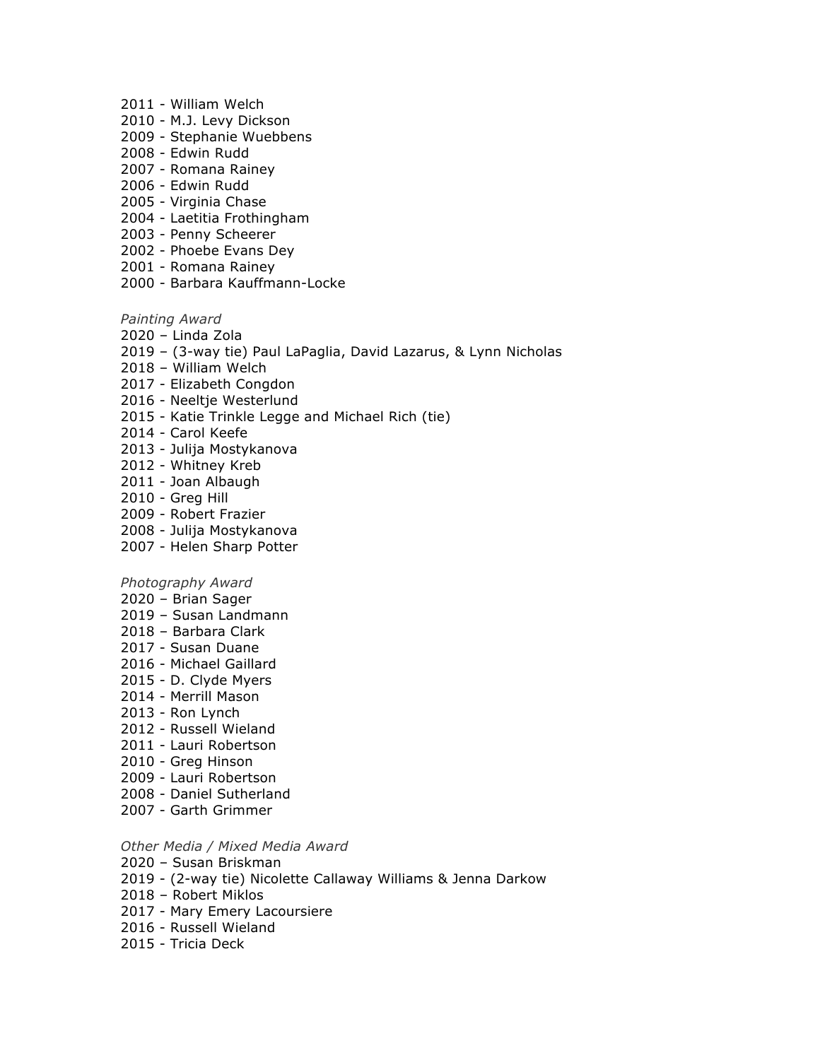2011 - William Welch
2010 - M.J. Levy Dickson
2009 - Stephanie Wuebbens
2008 - Edwin Rudd
2007 - Romana Rainey
2006 - Edwin Rudd
2005 - Virginia Chase
2004 - Laetitia Frothingham
2003 - Penny Scheerer
2002 - Phoebe Evans Dey
2001 - Romana Rainey
2000 - Barbara Kauffmann-Locke

*Painting Award*

2020 – Linda Zola
2019 – (3-way tie) Paul LaPaglia, David Lazarus, & Lynn Nicholas
2018 – William Welch
2017 - Elizabeth Congdon
2016 - Neeltje Westerlund
2015 - Katie Trinkle Legge and Michael Rich (tie)
2014 - Carol Keefe
2013 - Julija Mostykanova
2012 - Whitney Kreb
2011 - Joan Albaugh
2010 - Greg Hill
2009 - Robert Frazier
2008 - Julija Mostykanova
2007 - Helen Sharp Potter

*Photography Award*

2020 – Brian Sager
2019 – Susan Landmann
2018 – Barbara Clark
2017 - Susan Duane
2016 - Michael Gaillard
2015 - D. Clyde Myers
2014 - Merrill Mason
2013 - Ron Lynch
2012 - Russell Wieland
2011 - Lauri Robertson
2010 - Greg Hinson
2009 - Lauri Robertson
2008 - Daniel Sutherland
2007 - Garth Grimmer

*Other Media / Mixed Media Award*

2020 – Susan Briskman
2019 - (2-way tie) Nicolette Callaway Williams & Jenna Darkow
2018 – Robert Miklos
2017 - Mary Emery Lacoursiere
2016 - Russell Wieland
2015 - Tricia Deck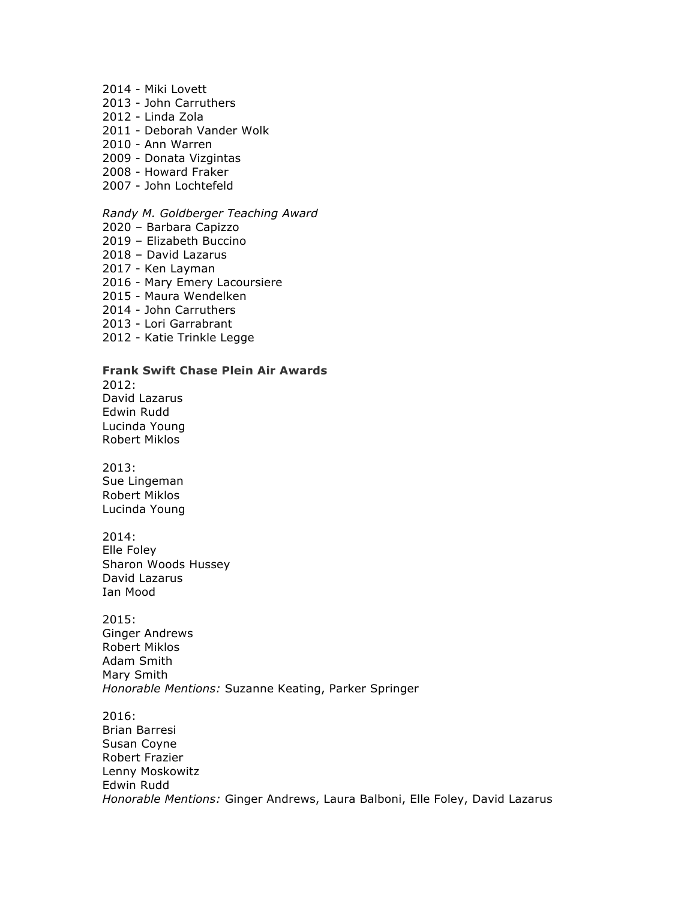2014 - Miki Lovett
2013 - John Carruthers
2012 - Linda Zola
2011 - Deborah Vander Wolk
2010 - Ann Warren
2009 - Donata Vizgintas
2008 - Howard Fraker
2007 - John Lochtefeld

*Randy M. Goldberger Teaching Award*
2020 – Barbara Capizzo
2019 – Elizabeth Buccino
2018 – David Lazarus
2017 - Ken Layman
2016 - Mary Emery Lacoursiere
2015 - Maura Wendelken
2014 - John Carruthers
2013 - Lori Garrabrant
2012 - Katie Trinkle Legge

**Frank Swift Chase Plein Air Awards**
2012:
David Lazarus
Edwin Rudd
Lucinda Young
Robert Miklos

2013:
Sue Lingeman
Robert Miklos
Lucinda Young

2014:
Elle Foley
Sharon Woods Hussey
David Lazarus
Ian Mood

2015:
Ginger Andrews
Robert Miklos
Adam Smith
Mary Smith
*Honorable Mentions:* Suzanne Keating, Parker Springer

2016:
Brian Barresi
Susan Coyne
Robert Frazier
Lenny Moskowitz
Edwin Rudd
*Honorable Mentions:* Ginger Andrews, Laura Balboni, Elle Foley, David Lazarus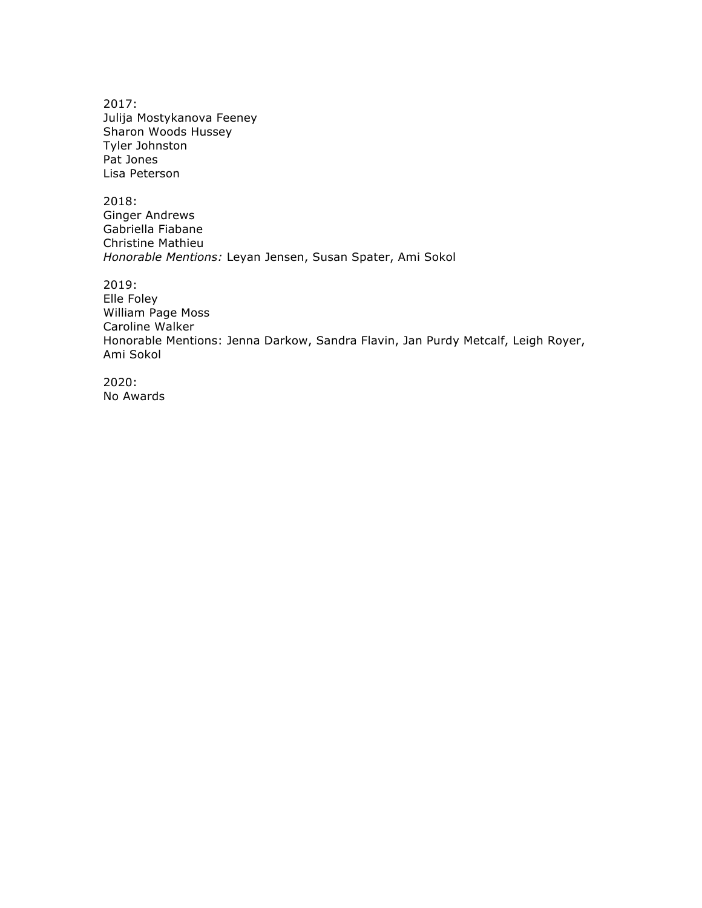2017:
Julija Mostykanova Feeney
Sharon Woods Hussey
Tyler Johnston
Pat Jones
Lisa Peterson

2018:
Ginger Andrews
Gabriella Fiabane
Christine Mathieu
*Honorable Mentions:* Leyan Jensen, Susan Spater, Ami Sokol

2019:
Elle Foley
William Page Moss
Caroline Walker
Honorable Mentions: Jenna Darkow, Sandra Flavin, Jan Purdy Metcalf, Leigh Royer, Ami Sokol

2020:
No Awards